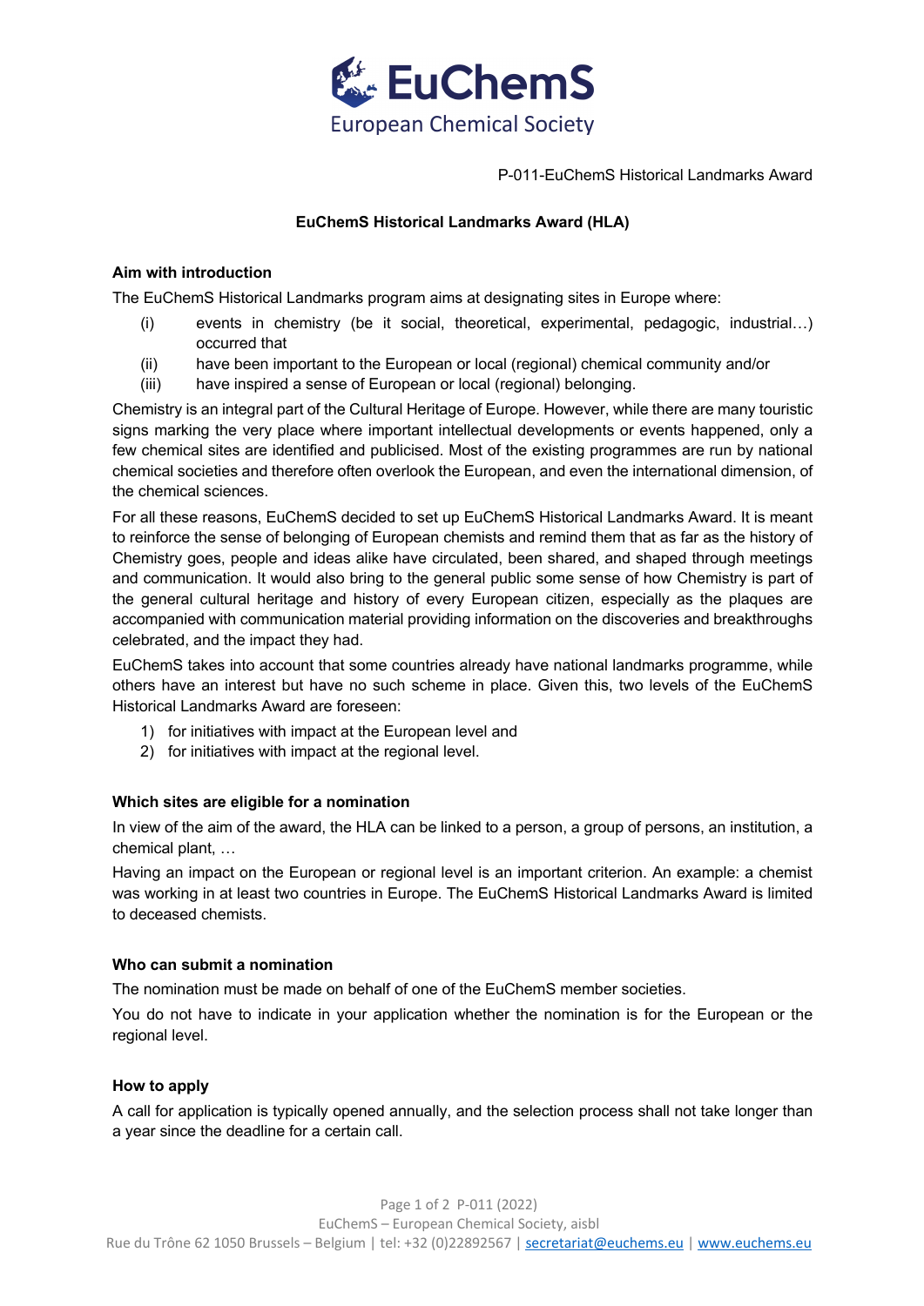P-011-EuChemS Historical Landmarks Award

## EuChemS Historical Landmarks Award (HLA)

### Aim with introduction

The EuChemS Historical Landmarks program aims at designating sites in Europe where:

(i) events in chemistry (be it social, theoretical, experimental, pedagogic, industrial…) occurred that

(ii) have been important to the European or local (regional) chemical community and/or

(iii) have inspired a sense of European or local (regional) belonging.

Chemistry is an integral part of the Cultural Heritage of Europe. However, while there are many touristic signs marking the very place where important intellectual developments or events happened, only a few chemical sites are identified and publicised. Most of the existing programmes are run by national chemical societies and therefore often overlook the European, and even the international dimension, of the chemical sciences.

For all these reasons, EuChemS decided to set up EuChemS Historical Landmarks Award. It is meant to reinforce the sense of belonging of European chemists and remind them that as far as the history of Chemistry goes, people and ideas alike have circulated, been shared, and shaped through meetings and communication. It would also bring to the general public some sense of how Chemistry is part of the general cultural heritage and history of every European citizen, especially as the plaques are accompanied with communication material providing information on the discoveries and breakthroughs celebrated, and the impact they had.

EuChemS takes into account that some countries already have national landmarks programme, while others have an interest but have no such scheme in place. Given this, two levels of the EuChemS Historical Landmarks Award are foreseen:

1) for initiatives with impact at the European level and
2) for initiatives with impact at the regional level.

### Which sites are eligible for a nomination

In view of the aim of the award, the HLA can be linked to a person, a group of persons, an institution, a chemical plant, …

Having an impact on the European or regional level is an important criterion. An example: a chemist was working in at least two countries in Europe. The EuChemS Historical Landmarks Award is limited to deceased chemists.

### Who can submit a nomination

The nomination must be made on behalf of one of the EuChemS member societies.

You do not have to indicate in your application whether the nomination is for the European or the regional level.

### How to apply

A call for application is typically opened annually, and the selection process shall not take longer than a year since the deadline for a certain call.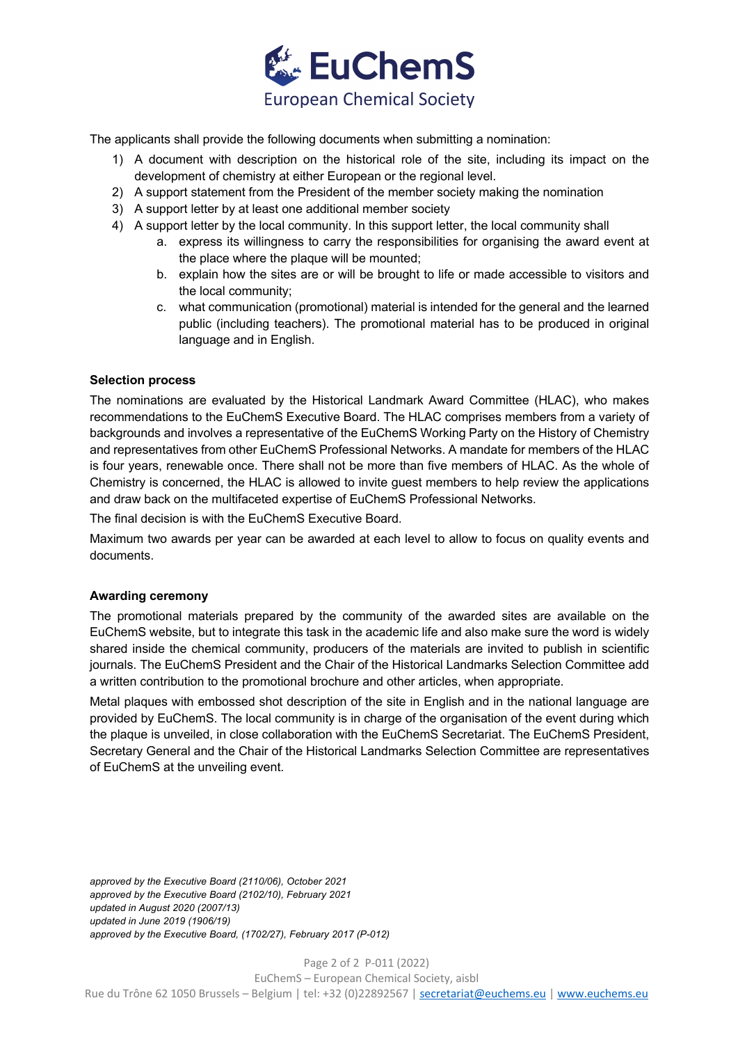The applicants shall provide the following documents when submitting a nomination:

1) A document with description on the historical role of the site, including its impact on the development of chemistry at either European or the regional level.
2) A support statement from the President of the member society making the nomination
3) A support letter by at least one additional member society
4) A support letter by the local community. In this support letter, the local community shall
   a. express its willingness to carry the responsibilities for organising the award event at the place where the plaque will be mounted;
   b. explain how the sites are or will be brought to life or made accessible to visitors and the local community;
   c. what communication (promotional) material is intended for the general and the learned public (including teachers). The promotional material has to be produced in original language and in English.

**Selection process**

The nominations are evaluated by the Historical Landmark Award Committee (HLAC), who makes recommendations to the EuChemS Executive Board. The HLAC comprises members from a variety of backgrounds and involves a representative of the EuChemS Working Party on the History of Chemistry and representatives from other EuChemS Professional Networks. A mandate for members of the HLAC is four years, renewable once. There shall not be more than five members of HLAC. As the whole of Chemistry is concerned, the HLAC is allowed to invite guest members to help review the applications and draw back on the multifaceted expertise of EuChemS Professional Networks.

The final decision is with the EuChemS Executive Board.

Maximum two awards per year can be awarded at each level to allow to focus on quality events and documents.

**Awarding ceremony**

The promotional materials prepared by the community of the awarded sites are available on the EuChemS website, but to integrate this task in the academic life and also make sure the word is widely shared inside the chemical community, producers of the materials are invited to publish in scientific journals. The EuChemS President and the Chair of the Historical Landmarks Selection Committee add a written contribution to the promotional brochure and other articles, when appropriate.

Metal plaques with embossed shot description of the site in English and in the national language are provided by EuChemS. The local community is in charge of the organisation of the event during which the plaque is unveiled, in close collaboration with the EuChemS Secretariat. The EuChemS President, Secretary General and the Chair of the Historical Landmarks Selection Committee are representatives of EuChemS at the unveiling event.

*approved by the Executive Board (2110/06), October 2021*
*approved by the Executive Board (2102/10), February 2021*
*updated in August 2020 (2007/13)*
*updated in June 2019 (1906/19)*
*approved by the Executive Board, (1702/27), February 2017 (P-012)*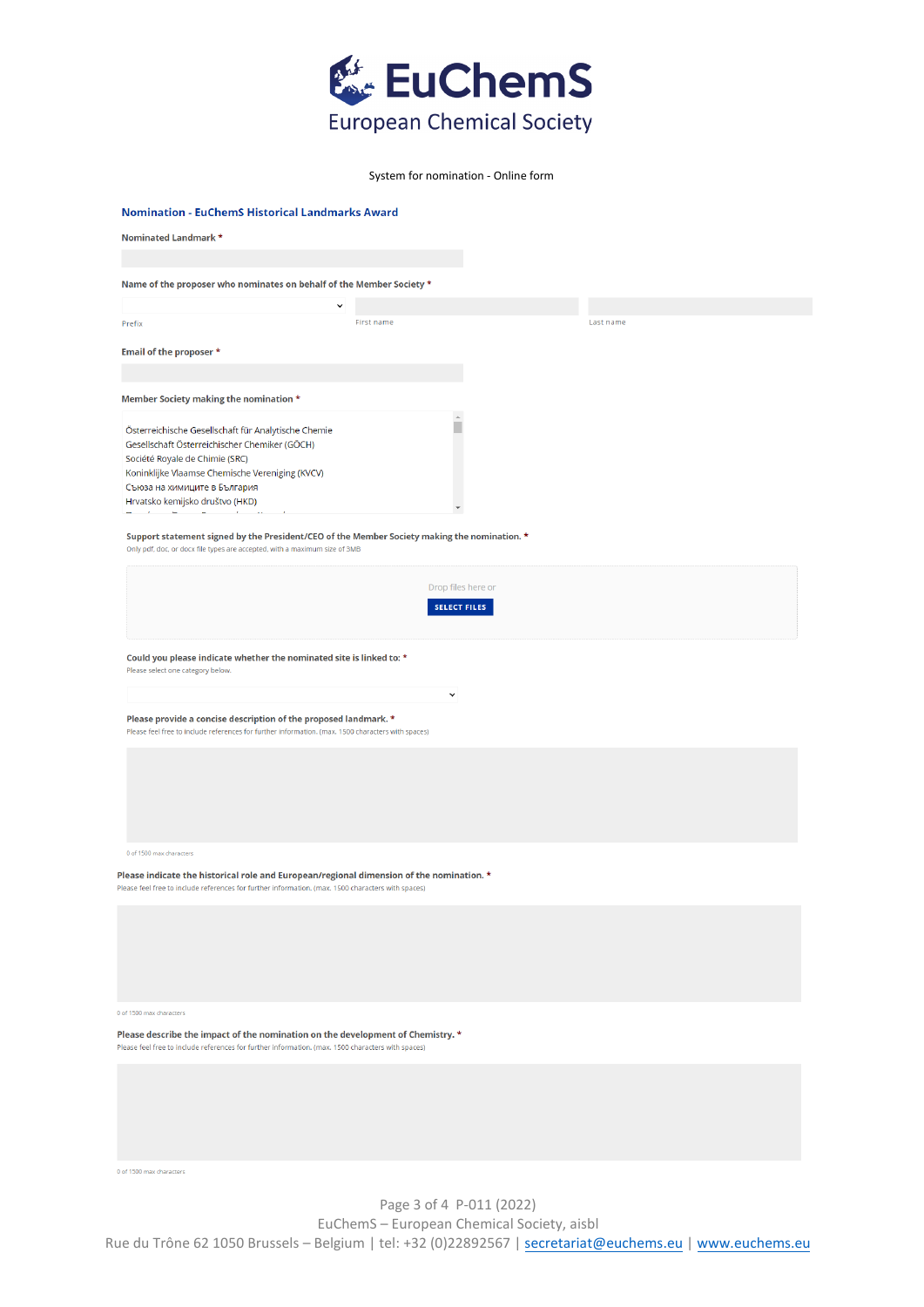**EuChemS**
European Chemical Society

System for nomination - Online form

## Nomination - EuChemS Historical Landmarks Award

**Nominated Landmark** *

**Name of the proposer who nominates on behalf of the Member Society** *

Prefix | First name | Last name

**Email of the proposer** *

**Member Society making the nomination** *

- Österreichische Gesellschaft für Analytische Chemie
- Gesellschaft Österreichischer Chemiker (GÖCH)
- Société Royale de Chimie (SRC)
- Koninklijke Vlaamse Chemische Vereniging (KVCV)
- Съюза на химиците в България
- Hrvatsko kemijsko društvo (HKD)

**Support statement signed by the President/CEO of the Member Society making the nomination.** *
Only pdf, doc, or docx file types are accepted, with a maximum size of 3MB

Drop files here or
SELECT FILES

**Could you please indicate whether the nominated site is linked to:** *
Please select one category below.

**Please provide a concise description of the proposed landmark.** *
Please feel free to include references for further information. (max. 1500 characters with spaces)

0 of 1500 max characters

**Please indicate the historical role and European/regional dimension of the nomination.** *
Please feel free to include references for further information. (max. 1500 characters with spaces)

0 of 1500 max characters

**Please describe the impact of the nomination on the development of Chemistry.** *
Please feel free to include references for further information. (max. 1500 characters with spaces)

0 of 1500 max characters

P-011 (2022)
EuChemS – European Chemical Society, aisbl
Rue du Trône 62 1050 Brussels – Belgium | tel: +32 (0)22892567 | secretariat@euchems.eu | www.euchems.eu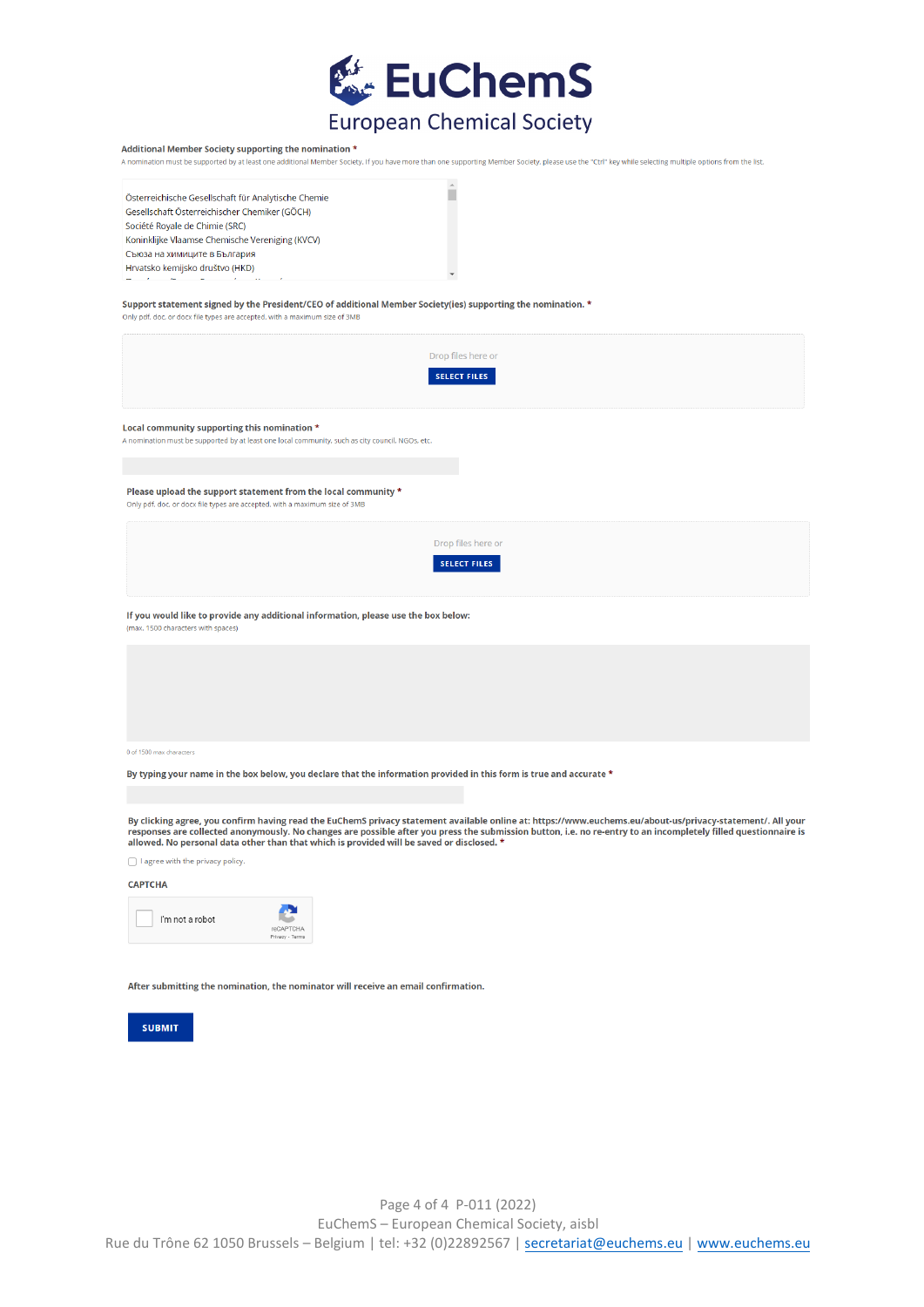# EuChemS
European Chemical Society

**Additional Member Society supporting the nomination** *

A nomination must be supported by at least one additional Member Society. If you have more than one supporting Member Society, please use the "Ctrl" key while selecting multiple options from the list.

- Österreichische Gesellschaft für Analytische Chemie
- Gesellschaft Österreichischer Chemiker (GÖCH)
- Société Royale de Chimie (SRC)
- Koninklijke Vlaamse Chemische Vereniging (KVCV)
- Съюза на химиците в България
- Hrvatsko kemijsko društvo (HKD)

**Support statement signed by the President/CEO of additional Member Society(ies) supporting the nomination.** *

Only pdf, doc, or docx file types are accepted, with a maximum size of 3MB

Drop files here or

SELECT FILES

**Local community supporting this nomination** *

A nomination must be supported by at least one local community, such as city council, NGOs, etc.

**Please upload the support statement from the local community** *

Only pdf, doc, or docx file types are accepted, with a maximum size of 3MB

Drop files here or

SELECT FILES

**If you would like to provide any additional information, please use the box below:**

(max. 1500 characters with spaces)

0 of 1500 max characters

**By typing your name in the box below, you declare that the information provided in this form is true and accurate** *

**By clicking agree, you confirm having read the EuChemS privacy statement available online at: https://www.euchems.eu/about-us/privacy-statement/. All your responses are collected anonymously. No changes are possible after you press the submission button, i.e. no re-entry to an incompletely filled questionnaire is allowed. No personal data other than that which is provided will be saved or disclosed.** *

☐ I agree with the privacy policy.

**CAPTCHA**

☐ I'm not a robot

**After submitting the nomination, the nominator will receive an email confirmation.**

SUBMIT

P-011 (2022)

EuChemS – European Chemical Society, aisbl

Rue du Trône 62 1050 Brussels – Belgium | tel: +32 (0)22892567 | secretariat@euchems.eu | www.euchems.eu